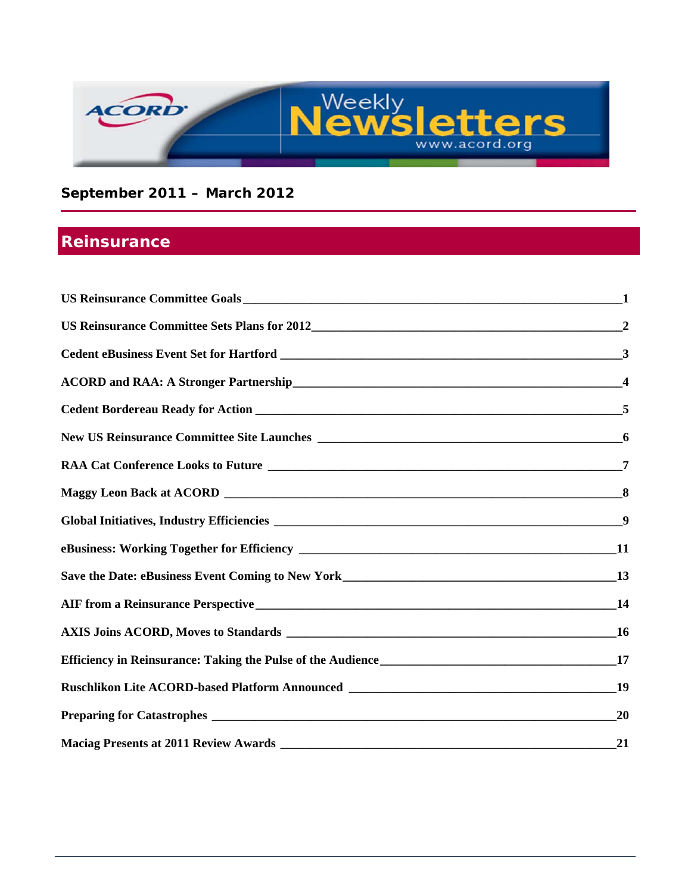ACORD Weekly Newsletters www.acord.org

**September 2011 – March 2012**

## Reinsurance

| | |
|---|---|
| **US Reinsurance Committee Goals** | **1** |
| **US Reinsurance Committee Sets Plans for 2012** | **2** |
| **Cedent eBusiness Event Set for Hartford** | **3** |
| **ACORD and RAA: A Stronger Partnership** | **4** |
| **Cedent Bordereau Ready for Action** | **5** |
| **New US Reinsurance Committee Site Launches** | **6** |
| **RAA Cat Conference Looks to Future** | **7** |
| **Maggy Leon Back at ACORD** | **8** |
| **Global Initiatives, Industry Efficiencies** | **9** |
| **eBusiness: Working Together for Efficiency** | **11** |
| **Save the Date: eBusiness Event Coming to New York** | **13** |
| **AIF from a Reinsurance Perspective** | **14** |
| **AXIS Joins ACORD, Moves to Standards** | **16** |
| **Efficiency in Reinsurance: Taking the Pulse of the Audience** | **17** |
| **Ruschlikon Lite ACORD-based Platform Announced** | **19** |
| **Preparing for Catastrophes** | **20** |
| **Maciag Presents at 2011 Review Awards** | **21** |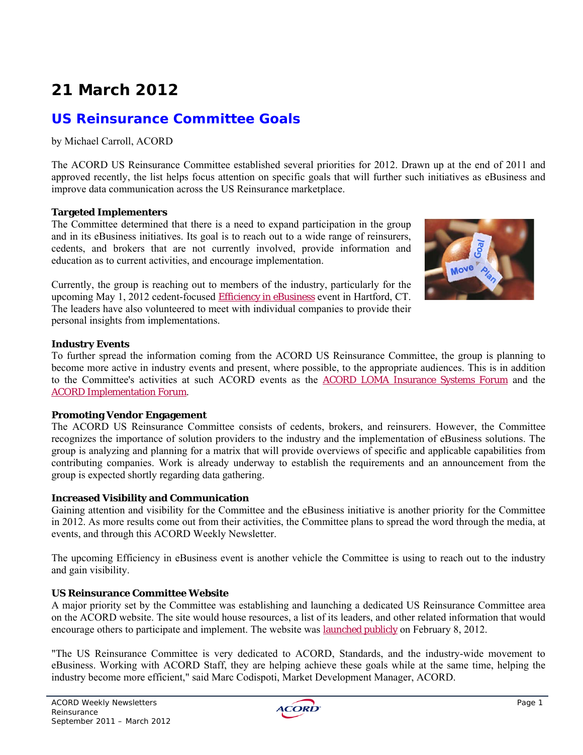# 21 March 2012

## US Reinsurance Committee Goals

by Michael Carroll, ACORD

The ACORD US Reinsurance Committee established several priorities for 2012. Drawn up at the end of 2011 and approved recently, the list helps focus attention on specific goals that will further such initiatives as eBusiness and improve data communication across the US Reinsurance marketplace.

**Targeted Implementers**

The Committee determined that there is a need to expand participation in the group and in its eBusiness initiatives. Its goal is to reach out to a wide range of reinsurers, cedents, and brokers that are not currently involved, provide information and education as to current activities, and encourage implementation.

Currently, the group is reaching out to members of the industry, particularly for the upcoming May 1, 2012 cedent-focused Efficiency in eBusiness event in Hartford, CT. The leaders have also volunteered to meet with individual companies to provide their personal insights from implementations.

**Industry Events**

To further spread the information coming from the ACORD US Reinsurance Committee, the group is planning to become more active in industry events and present, where possible, to the appropriate audiences. This is in addition to the Committee's activities at such ACORD events as the ACORD LOMA Insurance Systems Forum and the ACORD Implementation Forum.

**Promoting Vendor Engagement**

The ACORD US Reinsurance Committee consists of cedents, brokers, and reinsurers. However, the Committee recognizes the importance of solution providers to the industry and the implementation of eBusiness solutions. The group is analyzing and planning for a matrix that will provide overviews of specific and applicable capabilities from contributing companies. Work is already underway to establish the requirements and an announcement from the group is expected shortly regarding data gathering.

**Increased Visibility and Communication**

Gaining attention and visibility for the Committee and the eBusiness initiative is another priority for the Committee in 2012. As more results come out from their activities, the Committee plans to spread the word through the media, at events, and through this ACORD Weekly Newsletter.

The upcoming Efficiency in eBusiness event is another vehicle the Committee is using to reach out to the industry and gain visibility.

**US Reinsurance Committee Website**

A major priority set by the Committee was establishing and launching a dedicated US Reinsurance Committee area on the ACORD website. The site would house resources, a list of its leaders, and other related information that would encourage others to participate and implement. The website was launched publicly on February 8, 2012.

"The US Reinsurance Committee is very dedicated to ACORD, Standards, and the industry-wide movement to eBusiness. Working with ACORD Staff, they are helping achieve these goals while at the same time, helping the industry become more efficient," said Marc Codispoti, Market Development Manager, ACORD.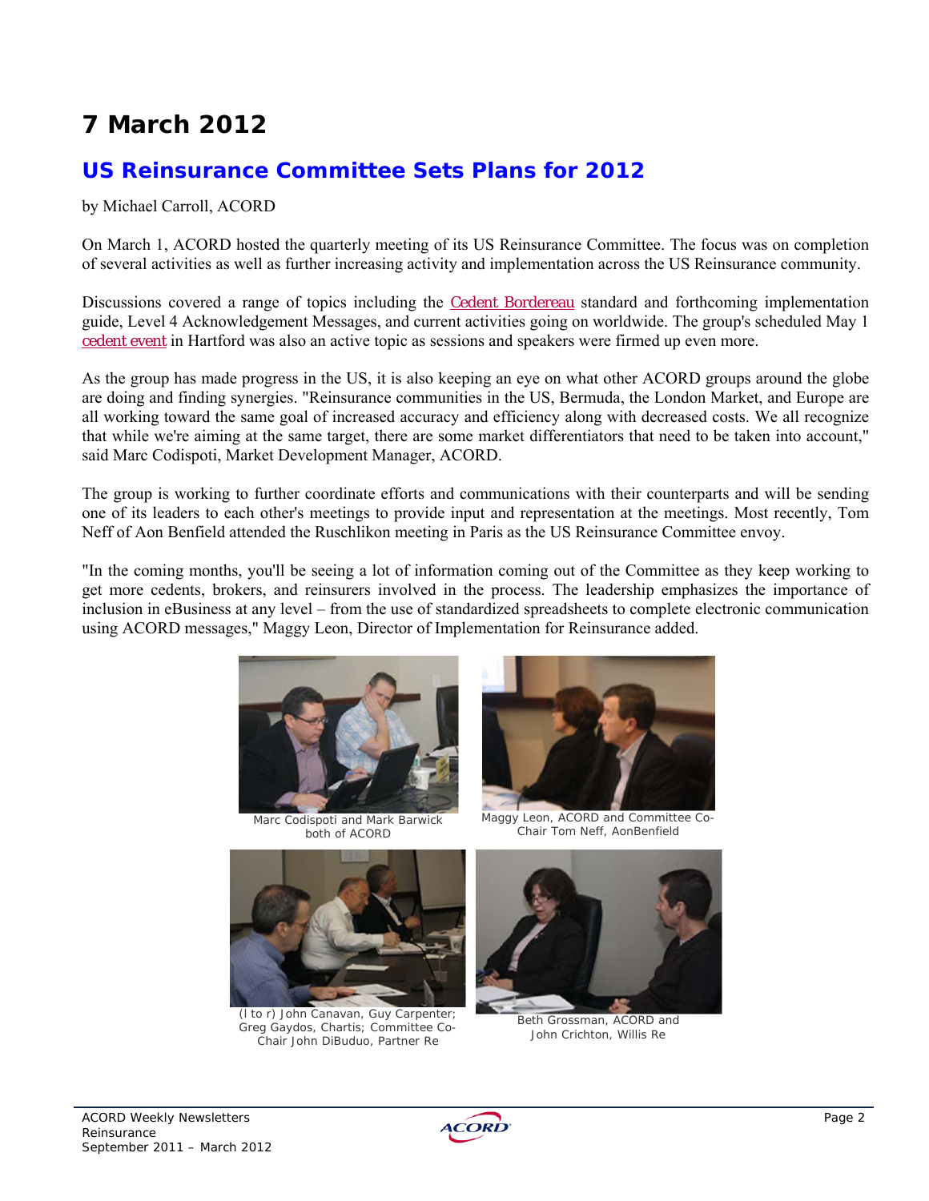# 7 March 2012

## US Reinsurance Committee Sets Plans for 2012

by Michael Carroll, ACORD

On March 1, ACORD hosted the quarterly meeting of its US Reinsurance Committee. The focus was on completion of several activities as well as further increasing activity and implementation across the US Reinsurance community.

Discussions covered a range of topics including the Cedent Bordereau standard and forthcoming implementation guide, Level 4 Acknowledgement Messages, and current activities going on worldwide. The group's scheduled May 1 cedent event in Hartford was also an active topic as sessions and speakers were firmed up even more.

As the group has made progress in the US, it is also keeping an eye on what other ACORD groups around the globe are doing and finding synergies. "Reinsurance communities in the US, Bermuda, the London Market, and Europe are all working toward the same goal of increased accuracy and efficiency along with decreased costs. We all recognize that while we're aiming at the same target, there are some market differentiators that need to be taken into account," said Marc Codispoti, Market Development Manager, ACORD.

The group is working to further coordinate efforts and communications with their counterparts and will be sending one of its leaders to each other's meetings to provide input and representation at the meetings. Most recently, Tom Neff of Aon Benfield attended the Ruschlikon meeting in Paris as the US Reinsurance Committee envoy.

"In the coming months, you'll be seeing a lot of information coming out of the Committee as they keep working to get more cedents, brokers, and reinsurers involved in the process. The leadership emphasizes the importance of inclusion in eBusiness at any level – from the use of standardized spreadsheets to complete electronic communication using ACORD messages," Maggy Leon, Director of Implementation for Reinsurance added.

Marc Codispoti and Mark Barwick both of ACORD

Maggy Leon, ACORD and Committee Co-Chair Tom Neff, AonBenfield

(l to r) John Canavan, Guy Carpenter; Greg Gaydos, Chartis; Committee Co-Chair John DiBuduo, Partner Re

Beth Grossman, ACORD and John Crichton, Willis Re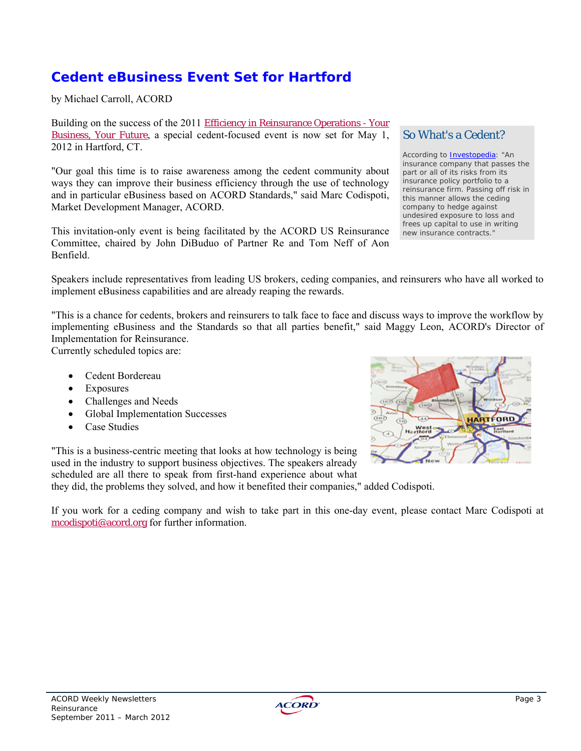# Cedent eBusiness Event Set for Hartford

by Michael Carroll, ACORD

Building on the success of the 2011 Efficiency in Reinsurance Operations - Your Business, Your Future, a special cedent-focused event is now set for May 1, 2012 in Hartford, CT.

"Our goal this time is to raise awareness among the cedent community about ways they can improve their business efficiency through the use of technology and in particular eBusiness based on ACORD Standards," said Marc Codispoti, Market Development Manager, ACORD.

This invitation-only event is being facilitated by the ACORD US Reinsurance Committee, chaired by John DiBuduo of Partner Re and Tom Neff of Aon Benfield.

## So What's a Cedent?

According to Investopedia: "An insurance company that passes the part or all of its risks from its insurance policy portfolio to a reinsurance firm. Passing off risk in this manner allows the ceding company to hedge against undesired exposure to loss and frees up capital to use in writing new insurance contracts."

Speakers include representatives from leading US brokers, ceding companies, and reinsurers who have all worked to implement eBusiness capabilities and are already reaping the rewards.

"This is a chance for cedents, brokers and reinsurers to talk face to face and discuss ways to improve the workflow by implementing eBusiness and the Standards so that all parties benefit," said Maggy Leon, ACORD's Director of Implementation for Reinsurance.

Currently scheduled topics are:

- Cedent Bordereau
- Exposures
- Challenges and Needs
- Global Implementation Successes
- Case Studies

"This is a business-centric meeting that looks at how technology is being used in the industry to support business objectives. The speakers already scheduled are all there to speak from first-hand experience about what they did, the problems they solved, and how it benefited their companies," added Codispoti.

If you work for a ceding company and wish to take part in this one-day event, please contact Marc Codispoti at mcodispoti@acord.org for further information.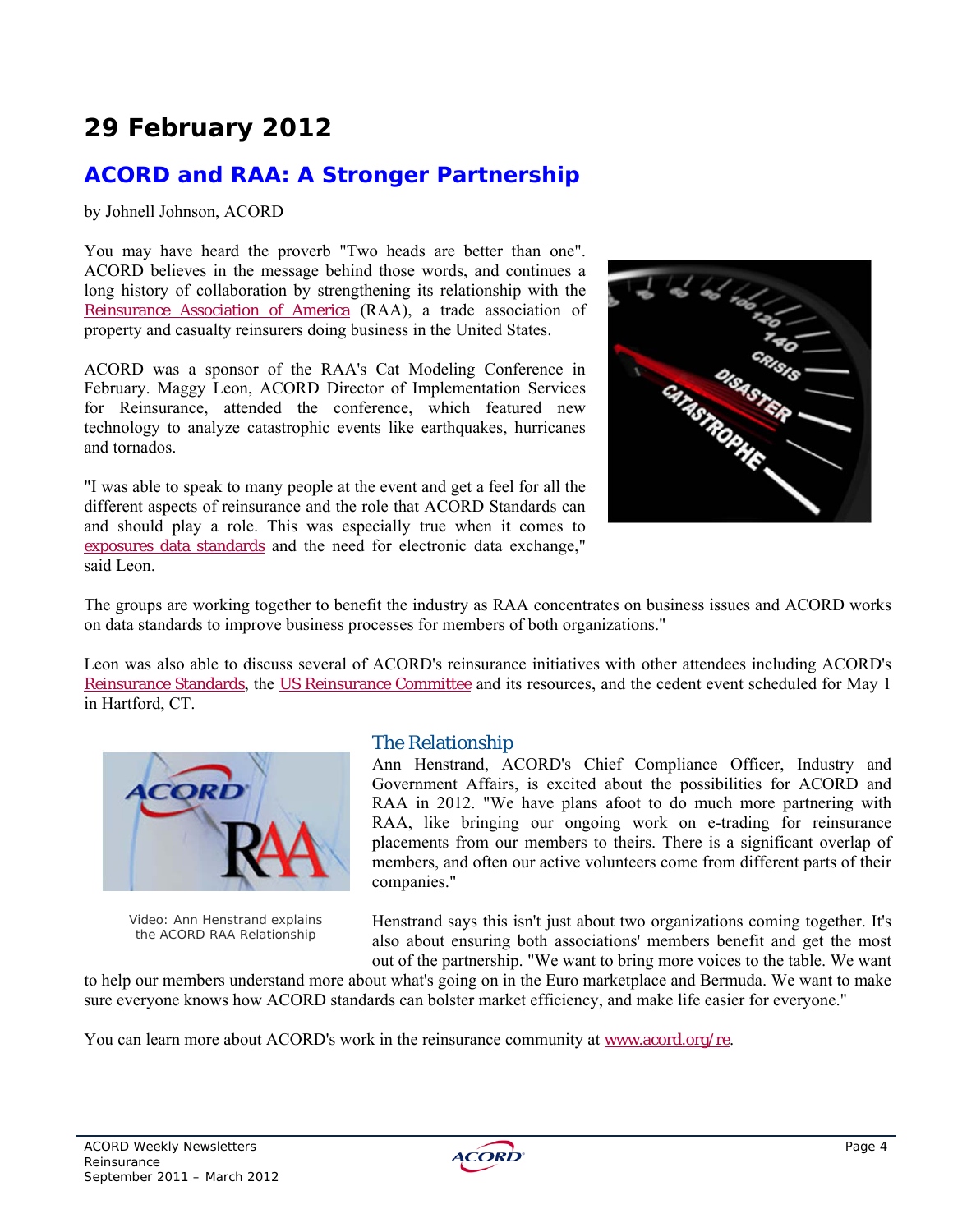# 29 February 2012

## ACORD and RAA: A Stronger Partnership

by Johnell Johnson, ACORD

You may have heard the proverb "Two heads are better than one". ACORD believes in the message behind those words, and continues a long history of collaboration by strengthening its relationship with the Reinsurance Association of America (RAA), a trade association of property and casualty reinsurers doing business in the United States.

ACORD was a sponsor of the RAA's Cat Modeling Conference in February. Maggy Leon, ACORD Director of Implementation Services for Reinsurance, attended the conference, which featured new technology to analyze catastrophic events like earthquakes, hurricanes and tornados.

"I was able to speak to many people at the event and get a feel for all the different aspects of reinsurance and the role that ACORD Standards can and should play a role. This was especially true when it comes to exposures data standards and the need for electronic data exchange," said Leon.

The groups are working together to benefit the industry as RAA concentrates on business issues and ACORD works on data standards to improve business processes for members of both organizations."

Leon was also able to discuss several of ACORD's reinsurance initiatives with other attendees including ACORD's Reinsurance Standards, the US Reinsurance Committee and its resources, and the cedent event scheduled for May 1 in Hartford, CT.

Video: Ann Henstrand explains the ACORD RAA Relationship

### The Relationship

Ann Henstrand, ACORD's Chief Compliance Officer, Industry and Government Affairs, is excited about the possibilities for ACORD and RAA in 2012. "We have plans afoot to do much more partnering with RAA, like bringing our ongoing work on e-trading for reinsurance placements from our members to theirs. There is a significant overlap of members, and often our active volunteers come from different parts of their companies."

Henstrand says this isn't just about two organizations coming together. It's also about ensuring both associations' members benefit and get the most out of the partnership. "We want to bring more voices to the table. We want to help our members understand more about what's going on in the Euro marketplace and Bermuda. We want to make sure everyone knows how ACORD standards can bolster market efficiency, and make life easier for everyone."

You can learn more about ACORD's work in the reinsurance community at www.acord.org/re.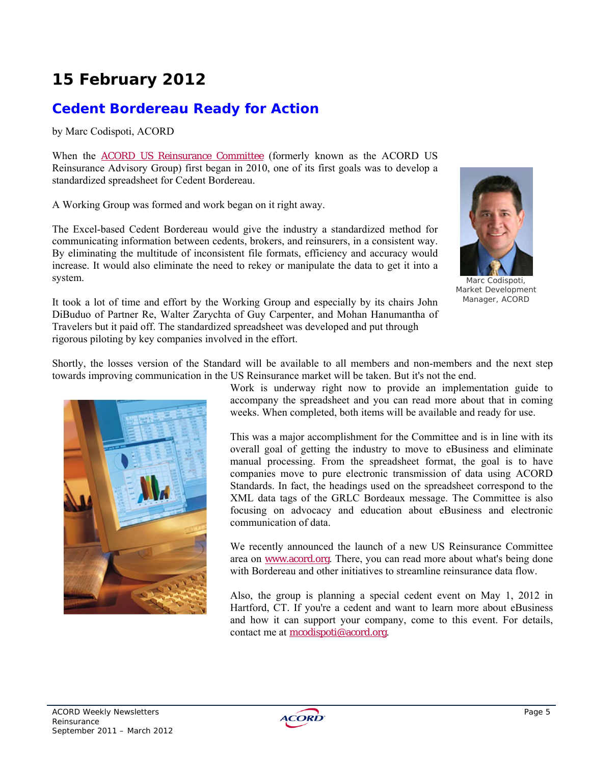# 15 February 2012

## Cedent Bordereau Ready for Action

by Marc Codispoti, ACORD

When the ACORD US Reinsurance Committee (formerly known as the ACORD US Reinsurance Advisory Group) first began in 2010, one of its first goals was to develop a standardized spreadsheet for Cedent Bordereau.

A Working Group was formed and work began on it right away.

The Excel-based Cedent Bordereau would give the industry a standardized method for communicating information between cedents, brokers, and reinsurers, in a consistent way. By eliminating the multitude of inconsistent file formats, efficiency and accuracy would increase. It would also eliminate the need to rekey or manipulate the data to get it into a system.

Marc Codispoti, Market Development Manager, ACORD

It took a lot of time and effort by the Working Group and especially by its chairs John DiBuduo of Partner Re, Walter Zarychta of Guy Carpenter, and Mohan Hanumantha of Travelers but it paid off. The standardized spreadsheet was developed and put through rigorous piloting by key companies involved in the effort.

Shortly, the losses version of the Standard will be available to all members and non-members and the next step towards improving communication in the US Reinsurance market will be taken. But it's not the end. Work is underway right now to provide an implementation guide to accompany the spreadsheet and you can read more about that in coming weeks. When completed, both items will be available and ready for use.

This was a major accomplishment for the Committee and is in line with its overall goal of getting the industry to move to eBusiness and eliminate manual processing. From the spreadsheet format, the goal is to have companies move to pure electronic transmission of data using ACORD Standards. In fact, the headings used on the spreadsheet correspond to the XML data tags of the GRLC Bordeaux message. The Committee is also focusing on advocacy and education about eBusiness and electronic communication of data.

We recently announced the launch of a new US Reinsurance Committee area on www.acord.org. There, you can read more about what's being done with Bordereau and other initiatives to streamline reinsurance data flow.

Also, the group is planning a special cedent event on May 1, 2012 in Hartford, CT. If you're a cedent and want to learn more about eBusiness and how it can support your company, come to this event. For details, contact me at mcodispoti@acord.org.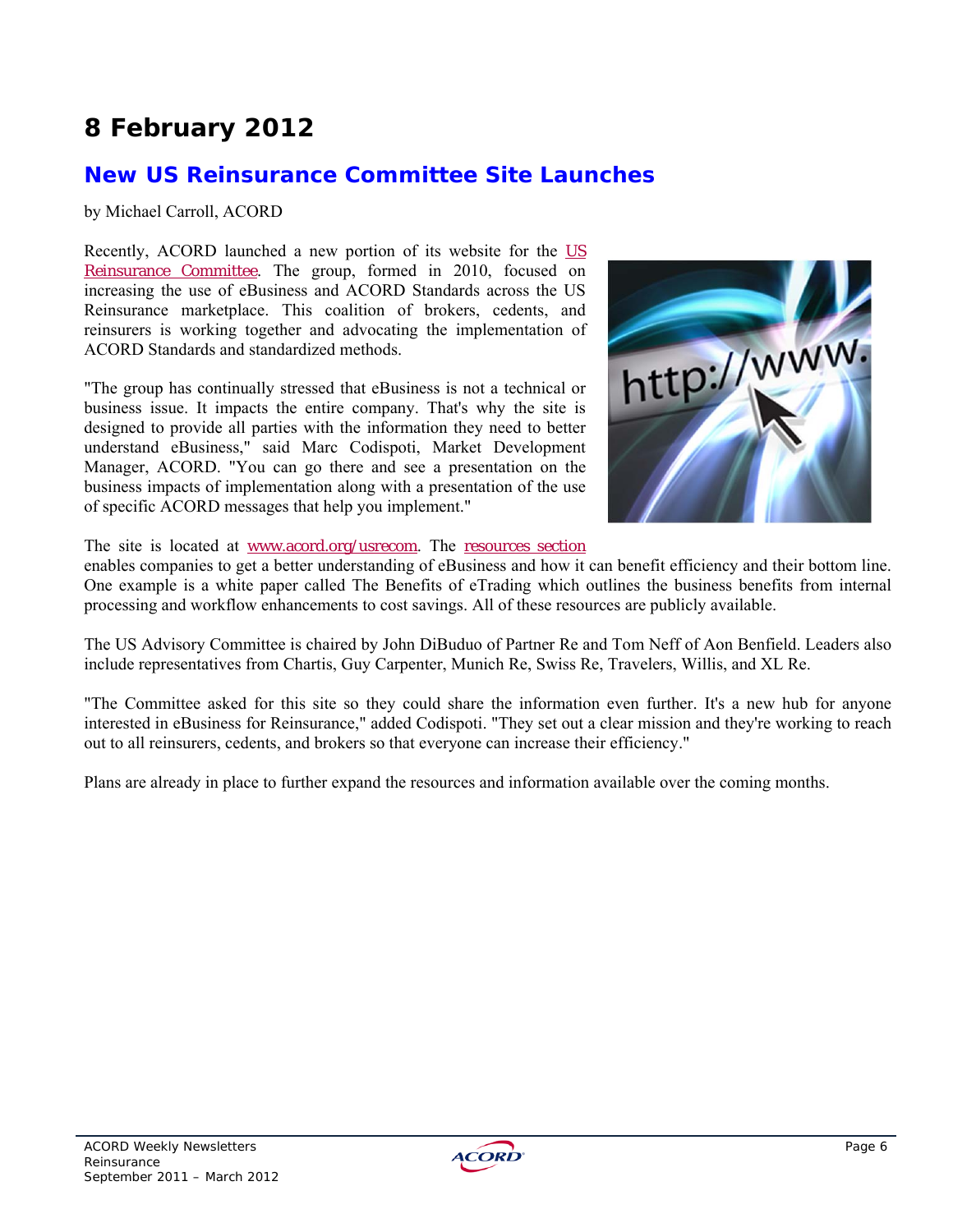# 8 February 2012

## New US Reinsurance Committee Site Launches

by Michael Carroll, ACORD

Recently, ACORD launched a new portion of its website for the US Reinsurance Committee. The group, formed in 2010, focused on increasing the use of eBusiness and ACORD Standards across the US Reinsurance marketplace. This coalition of brokers, cedents, and reinsurers is working together and advocating the implementation of ACORD Standards and standardized methods.

"The group has continually stressed that eBusiness is not a technical or business issue. It impacts the entire company. That's why the site is designed to provide all parties with the information they need to better understand eBusiness," said Marc Codispoti, Market Development Manager, ACORD. "You can go there and see a presentation on the business impacts of implementation along with a presentation of the use of specific ACORD messages that help you implement."

The site is located at www.acord.org/usrecom. The resources section enables companies to get a better understanding of eBusiness and how it can benefit efficiency and their bottom line. One example is a white paper called The Benefits of eTrading which outlines the business benefits from internal processing and workflow enhancements to cost savings. All of these resources are publicly available.

The US Advisory Committee is chaired by John DiBuduo of Partner Re and Tom Neff of Aon Benfield. Leaders also include representatives from Chartis, Guy Carpenter, Munich Re, Swiss Re, Travelers, Willis, and XL Re.

"The Committee asked for this site so they could share the information even further. It's a new hub for anyone interested in eBusiness for Reinsurance," added Codispoti. "They set out a clear mission and they're working to reach out to all reinsurers, cedents, and brokers so that everyone can increase their efficiency."

Plans are already in place to further expand the resources and information available over the coming months.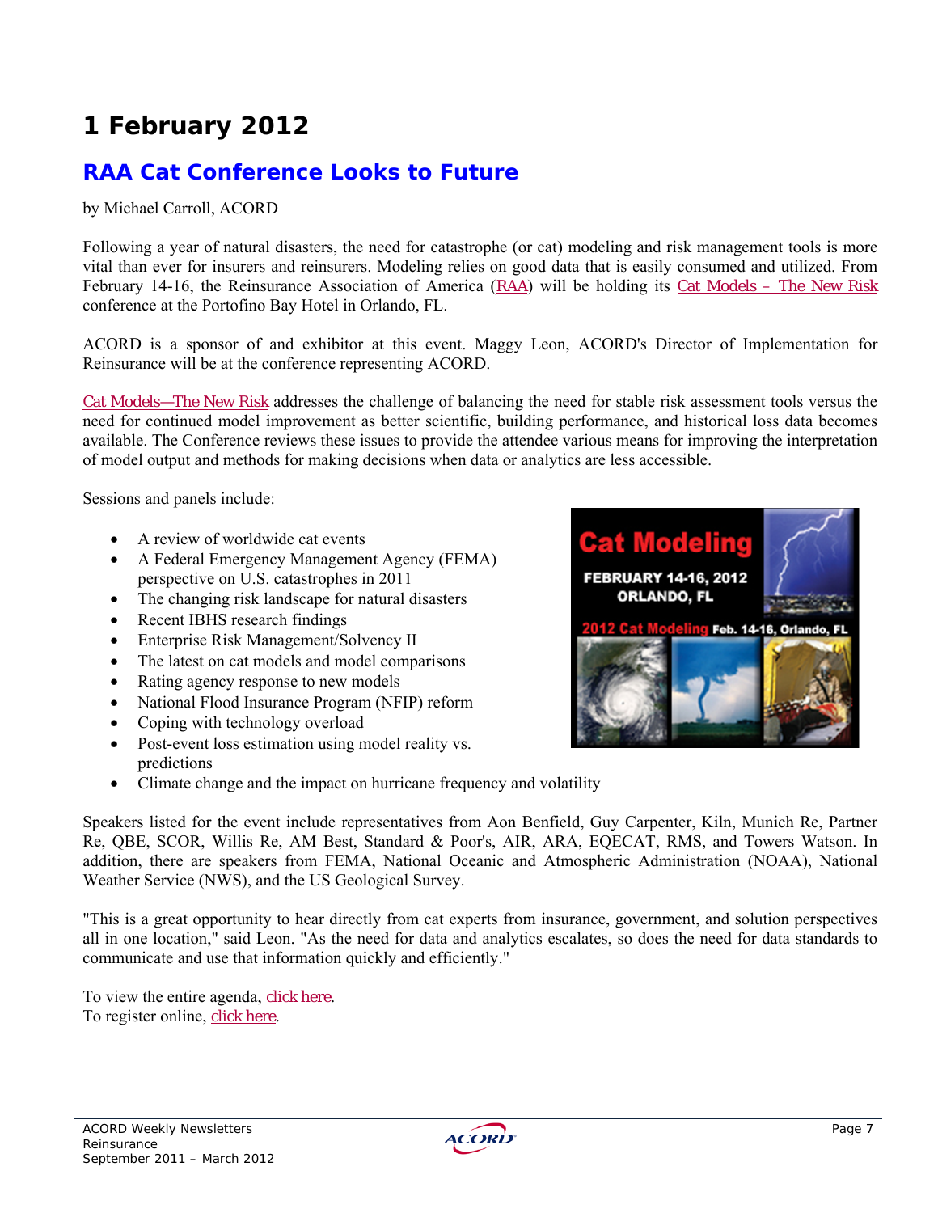# 1 February 2012

## RAA Cat Conference Looks to Future

by Michael Carroll, ACORD

Following a year of natural disasters, the need for catastrophe (or cat) modeling and risk management tools is more vital than ever for insurers and reinsurers. Modeling relies on good data that is easily consumed and utilized. From February 14-16, the Reinsurance Association of America (RAA) will be holding its Cat Models – The New Risk conference at the Portofino Bay Hotel in Orlando, FL.

ACORD is a sponsor of and exhibitor at this event. Maggy Leon, ACORD's Director of Implementation for Reinsurance will be at the conference representing ACORD.

Cat Models—The New Risk addresses the challenge of balancing the need for stable risk assessment tools versus the need for continued model improvement as better scientific, building performance, and historical loss data becomes available. The Conference reviews these issues to provide the attendee various means for improving the interpretation of model output and methods for making decisions when data or analytics are less accessible.

Sessions and panels include:

- A review of worldwide cat events
- A Federal Emergency Management Agency (FEMA) perspective on U.S. catastrophes in 2011
- The changing risk landscape for natural disasters
- Recent IBHS research findings
- Enterprise Risk Management/Solvency II
- The latest on cat models and model comparisons
- Rating agency response to new models
- National Flood Insurance Program (NFIP) reform
- Coping with technology overload
- Post-event loss estimation using model reality vs. predictions
- Climate change and the impact on hurricane frequency and volatility

Speakers listed for the event include representatives from Aon Benfield, Guy Carpenter, Kiln, Munich Re, Partner Re, QBE, SCOR, Willis Re, AM Best, Standard & Poor's, AIR, ARA, EQECAT, RMS, and Towers Watson. In addition, there are speakers from FEMA, National Oceanic and Atmospheric Administration (NOAA), National Weather Service (NWS), and the US Geological Survey.

"This is a great opportunity to hear directly from cat experts from insurance, government, and solution perspectives all in one location," said Leon. "As the need for data and analytics escalates, so does the need for data standards to communicate and use that information quickly and efficiently."

To view the entire agenda, click here.
To register online, click here.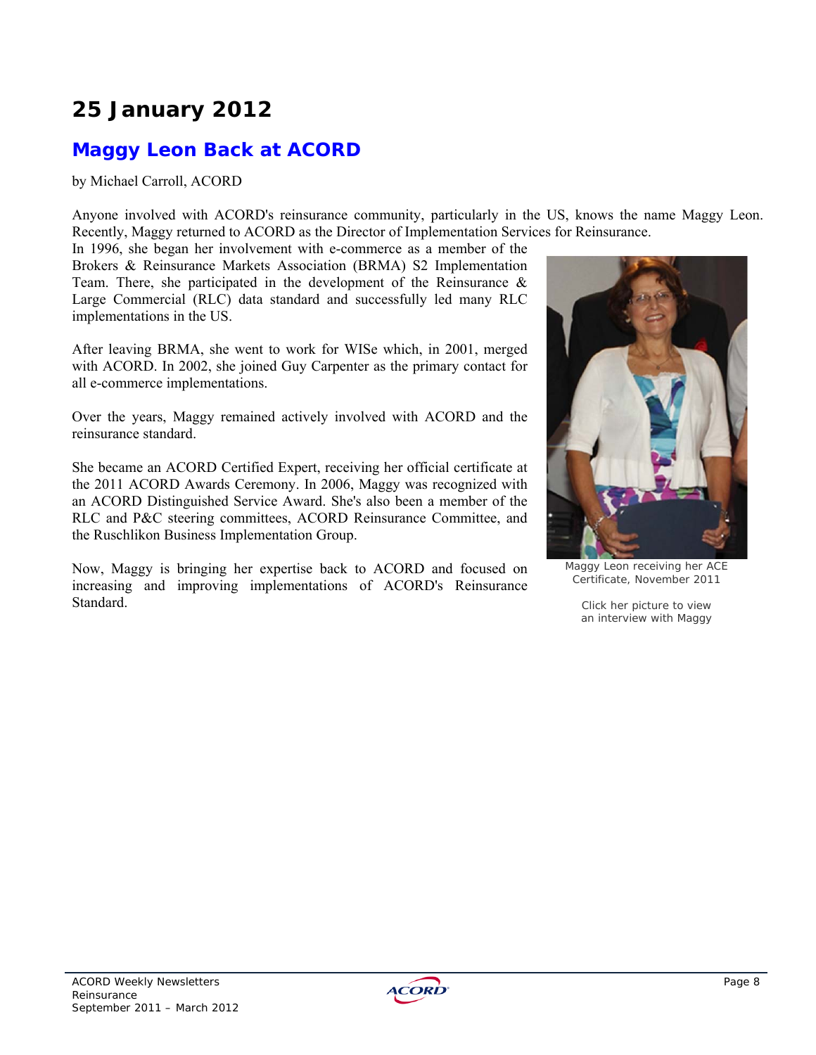# 25 January 2012

## Maggy Leon Back at ACORD

by Michael Carroll, ACORD

Anyone involved with ACORD's reinsurance community, particularly in the US, knows the name Maggy Leon. Recently, Maggy returned to ACORD as the Director of Implementation Services for Reinsurance.

In 1996, she began her involvement with e-commerce as a member of the Brokers & Reinsurance Markets Association (BRMA) S2 Implementation Team. There, she participated in the development of the Reinsurance & Large Commercial (RLC) data standard and successfully led many RLC implementations in the US.

After leaving BRMA, she went to work for WISe which, in 2001, merged with ACORD. In 2002, she joined Guy Carpenter as the primary contact for all e-commerce implementations.

Over the years, Maggy remained actively involved with ACORD and the reinsurance standard.

She became an ACORD Certified Expert, receiving her official certificate at the 2011 ACORD Awards Ceremony. In 2006, Maggy was recognized with an ACORD Distinguished Service Award. She's also been a member of the RLC and P&C steering committees, ACORD Reinsurance Committee, and the Ruschlikon Business Implementation Group.

Now, Maggy is bringing her expertise back to ACORD and focused on increasing and improving implementations of ACORD's Reinsurance Standard.

Maggy Leon receiving her ACE Certificate, November 2011

Click her picture to view an interview with Maggy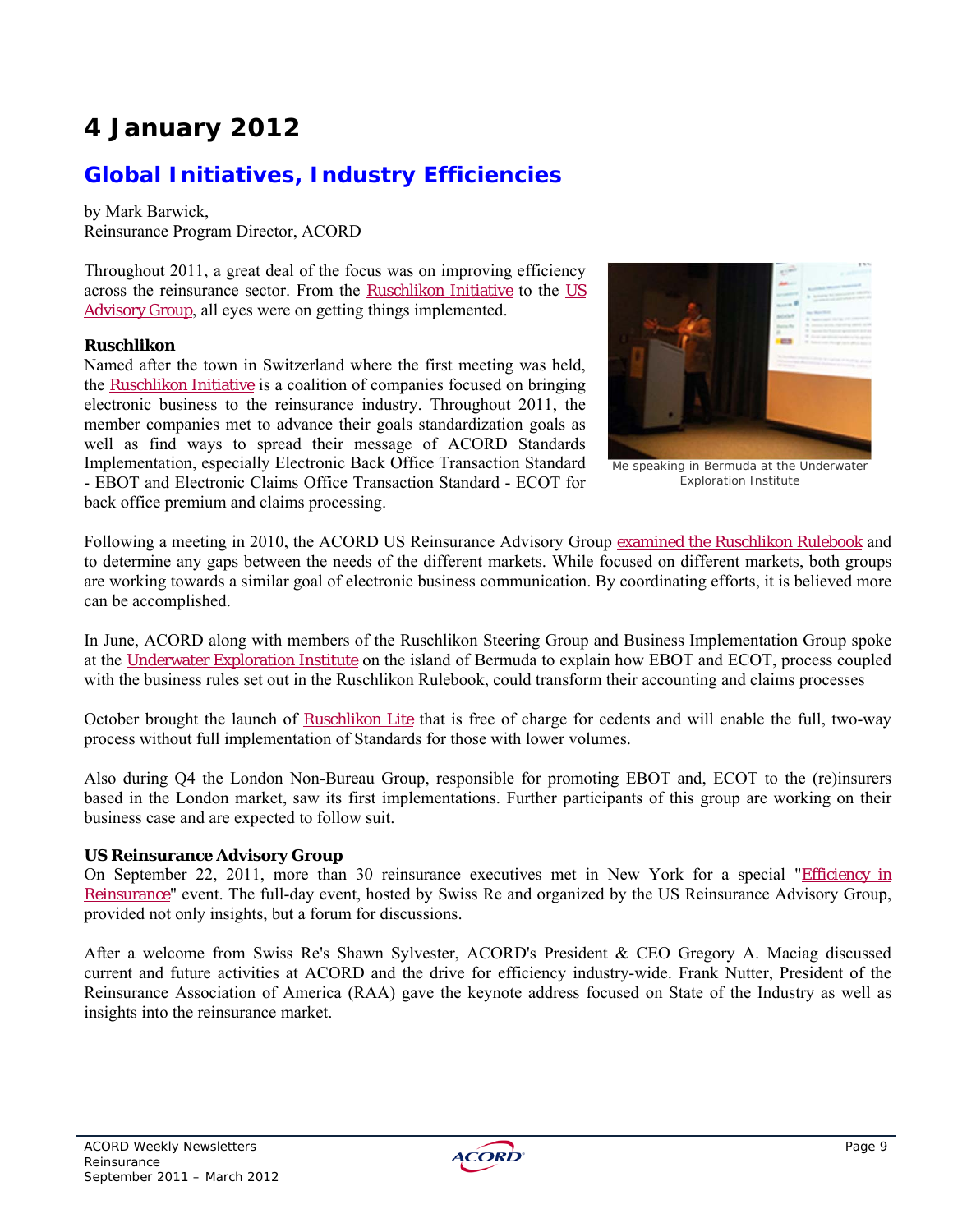# 4 January 2012

## Global Initiatives, Industry Efficiencies

by Mark Barwick,
Reinsurance Program Director, ACORD

Throughout 2011, a great deal of the focus was on improving efficiency across the reinsurance sector. From the Ruschlikon Initiative to the US Advisory Group, all eyes were on getting things implemented.

Me speaking in Bermuda at the Underwater Exploration Institute

**Ruschlikon**
Named after the town in Switzerland where the first meeting was held, the Ruschlikon Initiative is a coalition of companies focused on bringing electronic business to the reinsurance industry. Throughout 2011, the member companies met to advance their goals standardization goals as well as find ways to spread their message of ACORD Standards Implementation, especially Electronic Back Office Transaction Standard - EBOT and Electronic Claims Office Transaction Standard - ECOT for back office premium and claims processing.

Following a meeting in 2010, the ACORD US Reinsurance Advisory Group examined the Ruschlikon Rulebook and to determine any gaps between the needs of the different markets. While focused on different markets, both groups are working towards a similar goal of electronic business communication. By coordinating efforts, it is believed more can be accomplished.

In June, ACORD along with members of the Ruschlikon Steering Group and Business Implementation Group spoke at the Underwater Exploration Institute on the island of Bermuda to explain how EBOT and ECOT, process coupled with the business rules set out in the Ruschlikon Rulebook, could transform their accounting and claims processes

October brought the launch of Ruschlikon Lite that is free of charge for cedents and will enable the full, two-way process without full implementation of Standards for those with lower volumes.

Also during Q4 the London Non-Bureau Group, responsible for promoting EBOT and, ECOT to the (re)insurers based in the London market, saw its first implementations. Further participants of this group are working on their business case and are expected to follow suit.

**US Reinsurance Advisory Group**
On September 22, 2011, more than 30 reinsurance executives met in New York for a special "Efficiency in Reinsurance" event. The full-day event, hosted by Swiss Re and organized by the US Reinsurance Advisory Group, provided not only insights, but a forum for discussions.

After a welcome from Swiss Re's Shawn Sylvester, ACORD's President & CEO Gregory A. Maciag discussed current and future activities at ACORD and the drive for efficiency industry-wide. Frank Nutter, President of the Reinsurance Association of America (RAA) gave the keynote address focused on State of the Industry as well as insights into the reinsurance market.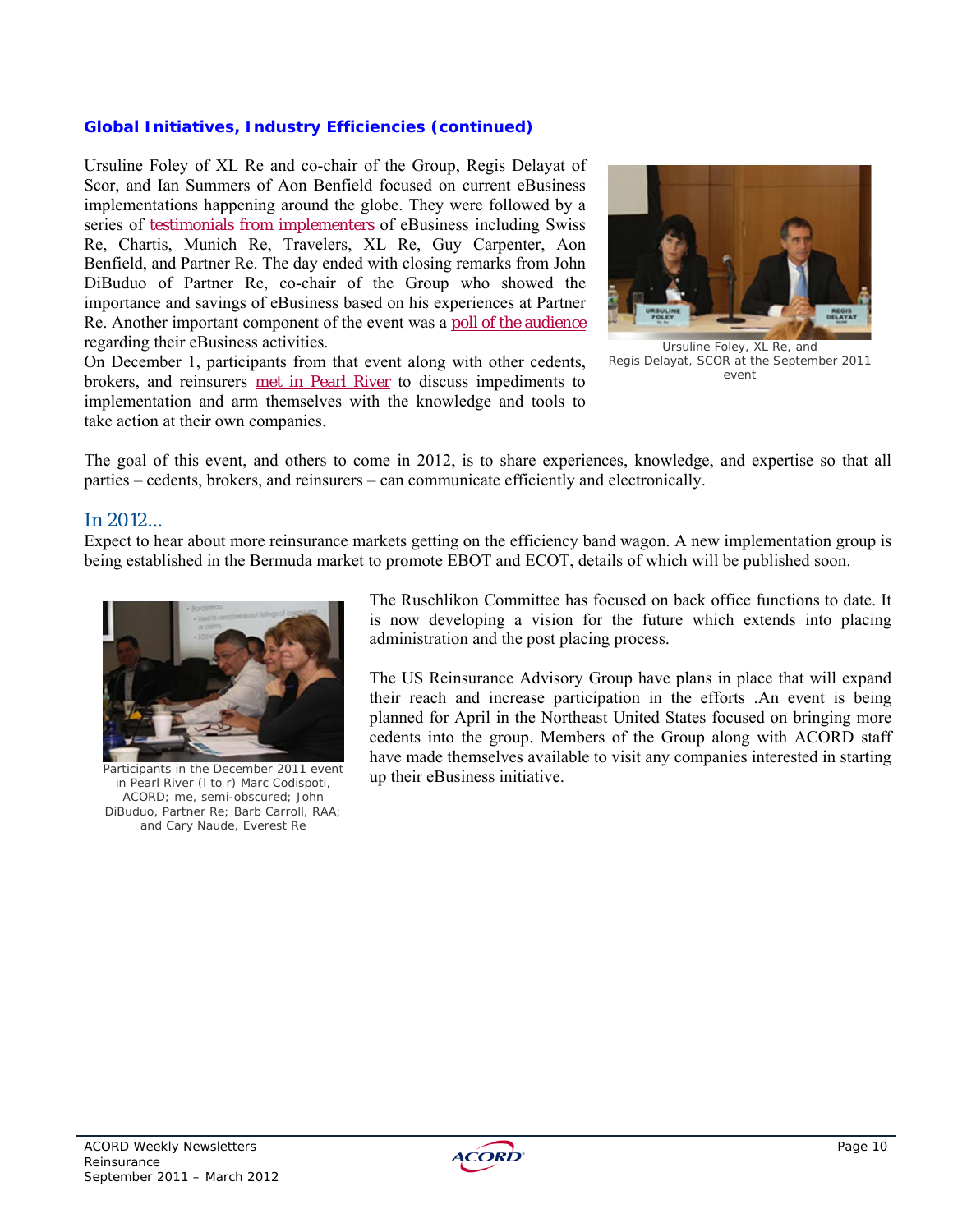### Global Initiatives, Industry Efficiencies (continued)

Ursuline Foley of XL Re and co-chair of the Group, Regis Delayat of Scor, and Ian Summers of Aon Benfield focused on current eBusiness implementations happening around the globe. They were followed by a series of testimonials from implementers of eBusiness including Swiss Re, Chartis, Munich Re, Travelers, XL Re, Guy Carpenter, Aon Benfield, and Partner Re. The day ended with closing remarks from John DiBuduo of Partner Re, co-chair of the Group who showed the importance and savings of eBusiness based on his experiences at Partner Re. Another important component of the event was a poll of the audience regarding their eBusiness activities.

Ursuline Foley, XL Re, and Regis Delayat, SCOR at the September 2011 event

On December 1, participants from that event along with other cedents, brokers, and reinsurers met in Pearl River to discuss impediments to implementation and arm themselves with the knowledge and tools to take action at their own companies.

The goal of this event, and others to come in 2012, is to share experiences, knowledge, and expertise so that all parties – cedents, brokers, and reinsurers – can communicate efficiently and electronically.

## In 2012...

Expect to hear about more reinsurance markets getting on the efficiency band wagon. A new implementation group is being established in the Bermuda market to promote EBOT and ECOT, details of which will be published soon.

Participants in the December 2011 event in Pearl River (l to r) Marc Codispoti, ACORD; me, semi-obscured; John DiBuduo, Partner Re; Barb Carroll, RAA; and Cary Naude, Everest Re

The Ruschlikon Committee has focused on back office functions to date. It is now developing a vision for the future which extends into placing administration and the post placing process.

The US Reinsurance Advisory Group have plans in place that will expand their reach and increase participation in the efforts .An event is being planned for April in the Northeast United States focused on bringing more cedents into the group. Members of the Group along with ACORD staff have made themselves available to visit any companies interested in starting up their eBusiness initiative.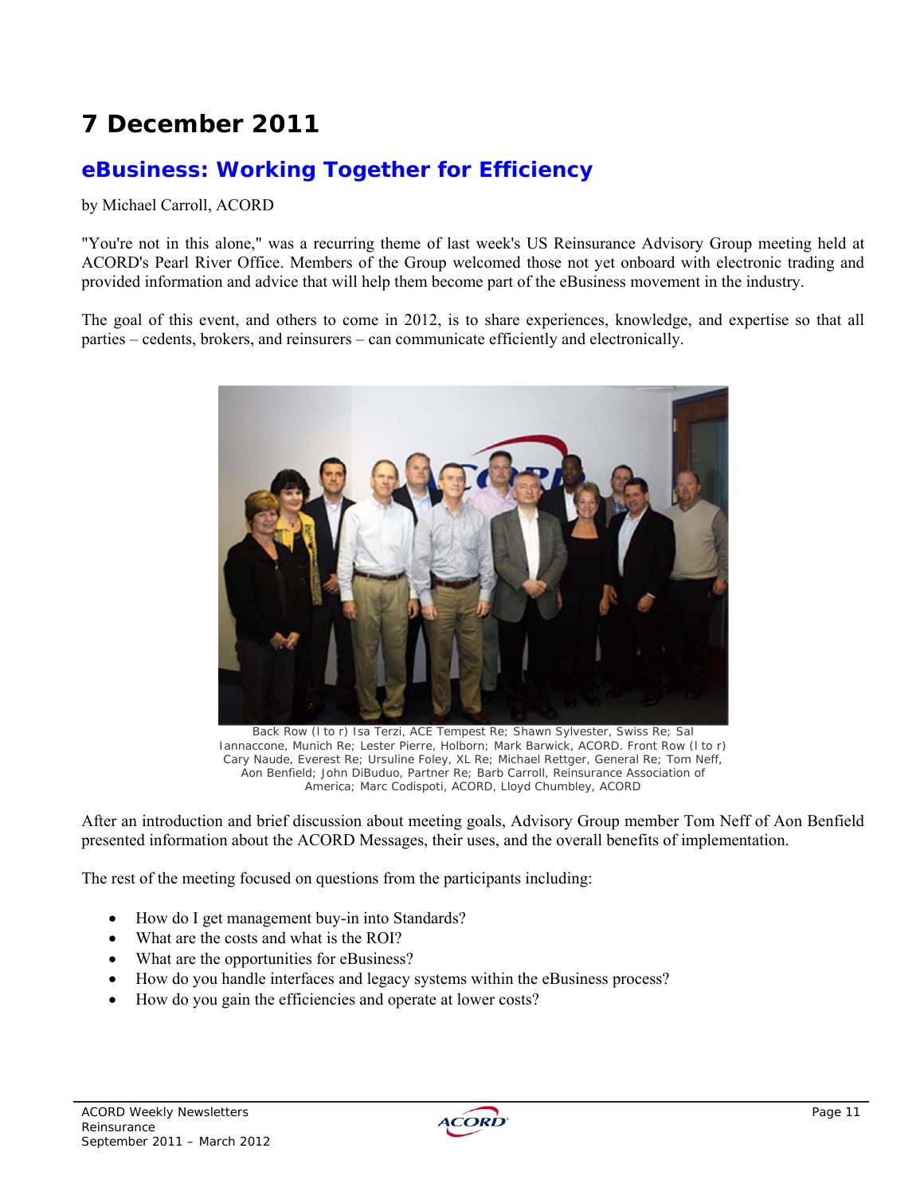# 7 December 2011

## eBusiness: Working Together for Efficiency

by Michael Carroll, ACORD

"You're not in this alone," was a recurring theme of last week's US Reinsurance Advisory Group meeting held at ACORD's Pearl River Office. Members of the Group welcomed those not yet onboard with electronic trading and provided information and advice that will help them become part of the eBusiness movement in the industry.

The goal of this event, and others to come in 2012, is to share experiences, knowledge, and expertise so that all parties – cedents, brokers, and reinsurers – can communicate efficiently and electronically.

Back Row (l to r) Isa Terzi, ACE Tempest Re; Shawn Sylvester, Swiss Re; Sal Iannaccone, Munich Re; Lester Pierre, Holborn; Mark Barwick, ACORD. Front Row (l to r) Cary Naude, Everest Re; Ursuline Foley, XL Re; Michael Rettger, General Re; Tom Neff, Aon Benfield; John DiBuduo, Partner Re; Barb Carroll, Reinsurance Association of America; Marc Codispoti, ACORD, Lloyd Chumbley, ACORD

After an introduction and brief discussion about meeting goals, Advisory Group member Tom Neff of Aon Benfield presented information about the ACORD Messages, their uses, and the overall benefits of implementation.

The rest of the meeting focused on questions from the participants including:

- How do I get management buy-in into Standards?
- What are the costs and what is the ROI?
- What are the opportunities for eBusiness?
- How do you handle interfaces and legacy systems within the eBusiness process?
- How do you gain the efficiencies and operate at lower costs?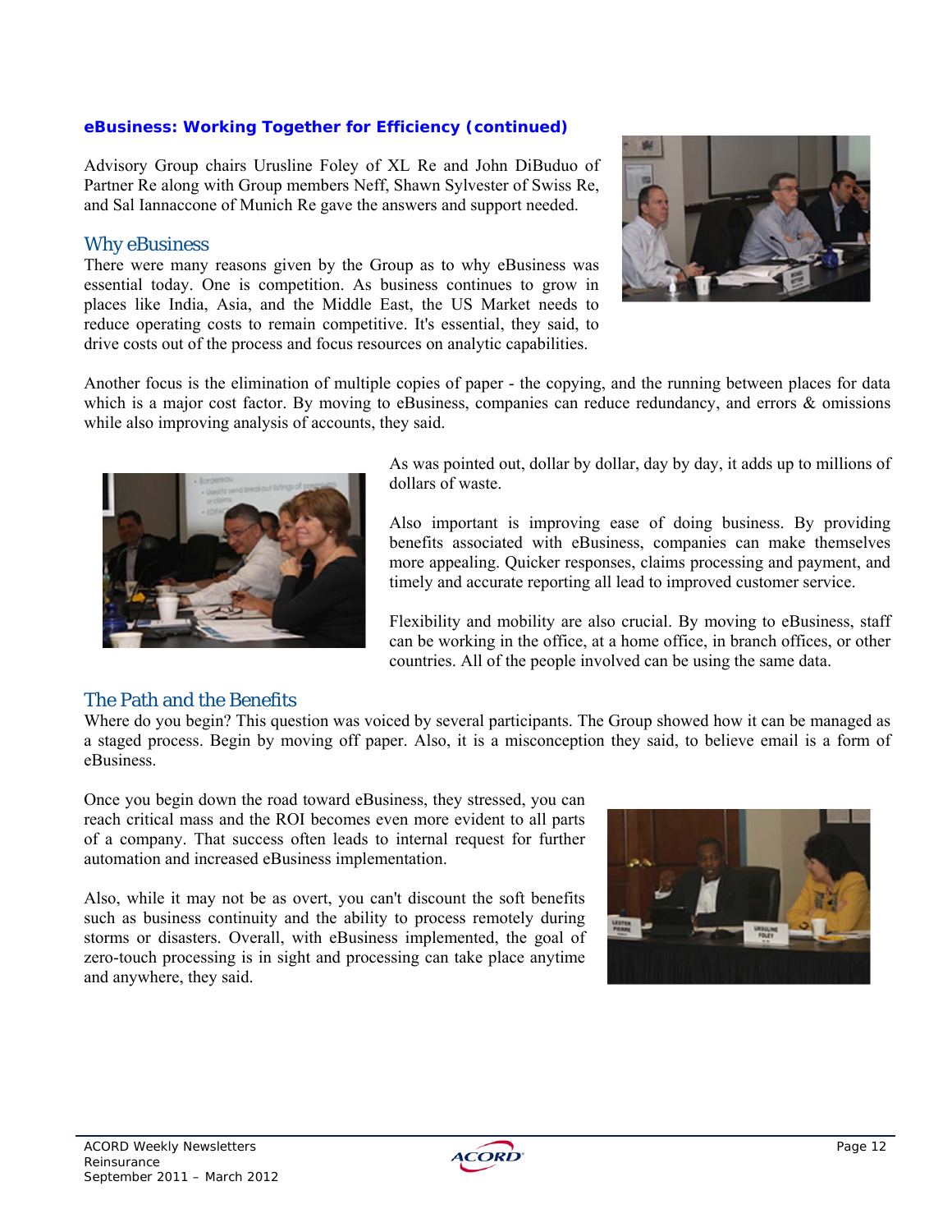### eBusiness: Working Together for Efficiency (continued)

Advisory Group chairs Urusline Foley of XL Re and John DiBuduo of Partner Re along with Group members Neff, Shawn Sylvester of Swiss Re, and Sal Iannaccone of Munich Re gave the answers and support needed.

## Why eBusiness

There were many reasons given by the Group as to why eBusiness was essential today. One is competition. As business continues to grow in places like India, Asia, and the Middle East, the US Market needs to reduce operating costs to remain competitive. It's essential, they said, to drive costs out of the process and focus resources on analytic capabilities.

Another focus is the elimination of multiple copies of paper - the copying, and the running between places for data which is a major cost factor. By moving to eBusiness, companies can reduce redundancy, and errors & omissions while also improving analysis of accounts, they said.

As was pointed out, dollar by dollar, day by day, it adds up to millions of dollars of waste.

Also important is improving ease of doing business. By providing benefits associated with eBusiness, companies can make themselves more appealing. Quicker responses, claims processing and payment, and timely and accurate reporting all lead to improved customer service.

Flexibility and mobility are also crucial. By moving to eBusiness, staff can be working in the office, at a home office, in branch offices, or other countries. All of the people involved can be using the same data.

## The Path and the Benefits

Where do you begin? This question was voiced by several participants. The Group showed how it can be managed as a staged process. Begin by moving off paper. Also, it is a misconception they said, to believe email is a form of eBusiness.

Once you begin down the road toward eBusiness, they stressed, you can reach critical mass and the ROI becomes even more evident to all parts of a company. That success often leads to internal request for further automation and increased eBusiness implementation.

Also, while it may not be as overt, you can't discount the soft benefits such as business continuity and the ability to process remotely during storms or disasters. Overall, with eBusiness implemented, the goal of zero-touch processing is in sight and processing can take place anytime and anywhere, they said.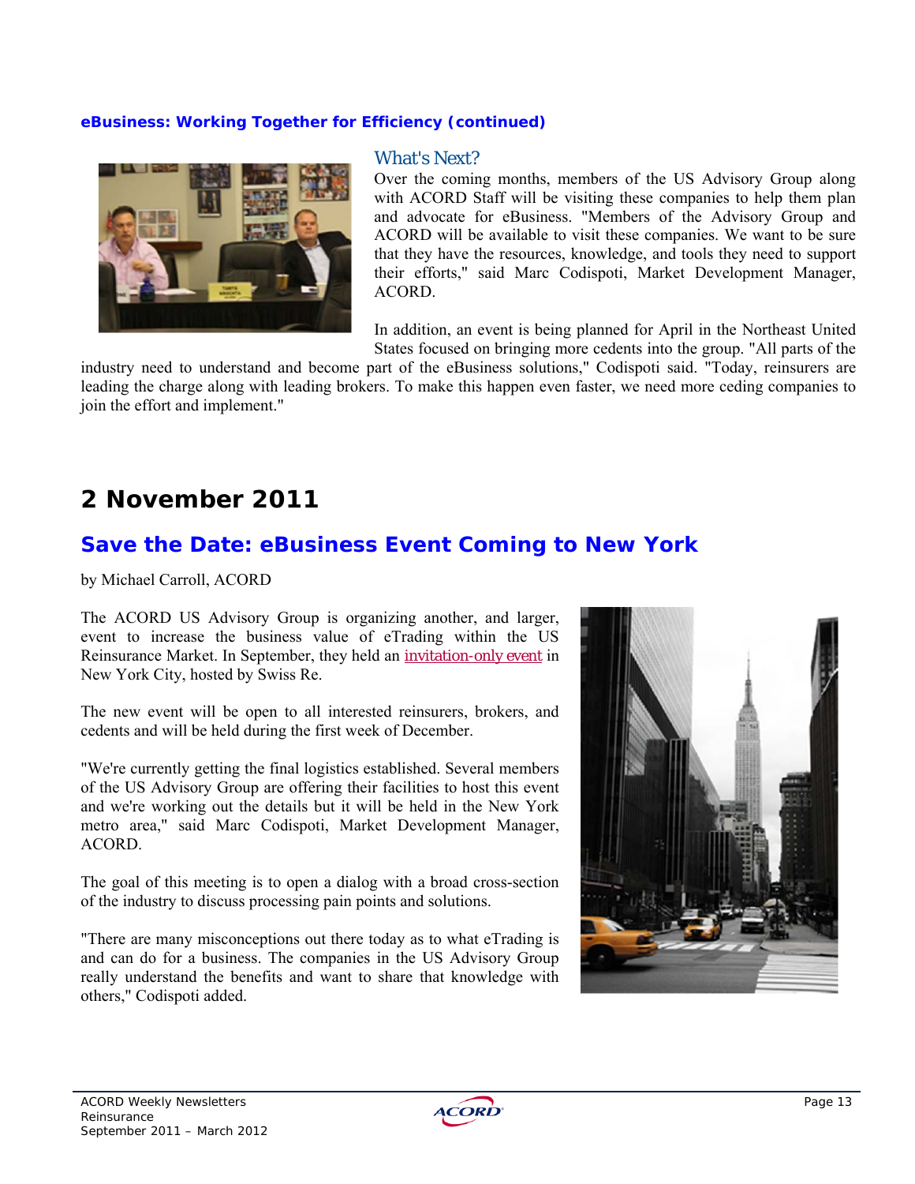**eBusiness: Working Together for Efficiency (continued)**

### What's Next?

Over the coming months, members of the US Advisory Group along with ACORD Staff will be visiting these companies to help them plan and advocate for eBusiness. "Members of the Advisory Group and ACORD will be available to visit these companies. We want to be sure that they have the resources, knowledge, and tools they need to support their efforts," said Marc Codispoti, Market Development Manager, ACORD.

In addition, an event is being planned for April in the Northeast United States focused on bringing more cedents into the group. "All parts of the industry need to understand and become part of the eBusiness solutions," Codispoti said. "Today, reinsurers are leading the charge along with leading brokers. To make this happen even faster, we need more ceding companies to join the effort and implement."

# 2 November 2011

## Save the Date: eBusiness Event Coming to New York

by Michael Carroll, ACORD

The ACORD US Advisory Group is organizing another, and larger, event to increase the business value of eTrading within the US Reinsurance Market. In September, they held an invitation-only event in New York City, hosted by Swiss Re.

The new event will be open to all interested reinsurers, brokers, and cedents and will be held during the first week of December.

"We're currently getting the final logistics established. Several members of the US Advisory Group are offering their facilities to host this event and we're working out the details but it will be held in the New York metro area," said Marc Codispoti, Market Development Manager, ACORD.

The goal of this meeting is to open a dialog with a broad cross-section of the industry to discuss processing pain points and solutions.

"There are many misconceptions out there today as to what eTrading is and can do for a business. The companies in the US Advisory Group really understand the benefits and want to share that knowledge with others," Codispoti added.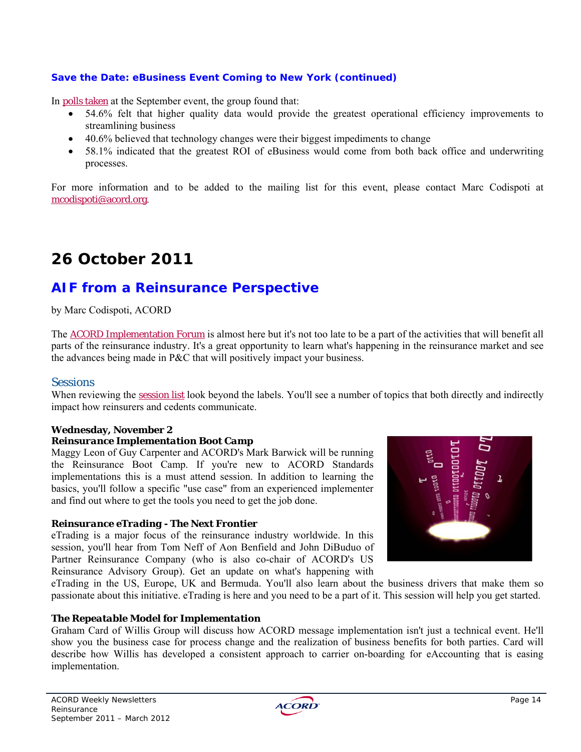### Save the Date: eBusiness Event Coming to New York (continued)

In polls taken at the September event, the group found that:

- 54.6% felt that higher quality data would provide the greatest operational efficiency improvements to streamlining business
- 40.6% believed that technology changes were their biggest impediments to change
- 58.1% indicated that the greatest ROI of eBusiness would come from both back office and underwriting processes.

For more information and to be added to the mailing list for this event, please contact Marc Codispoti at mcodispoti@acord.org.

# 26 October 2011

## AIF from a Reinsurance Perspective

by Marc Codispoti, ACORD

The ACORD Implementation Forum is almost here but it's not too late to be a part of the activities that will benefit all parts of the reinsurance industry. It's a great opportunity to learn what's happening in the reinsurance market and see the advances being made in P&C that will positively impact your business.

### Sessions

When reviewing the session list look beyond the labels. You'll see a number of topics that both directly and indirectly impact how reinsurers and cedents communicate.

**Wednesday, November 2**

***Reinsurance Implementation Boot Camp***

Maggy Leon of Guy Carpenter and ACORD's Mark Barwick will be running the Reinsurance Boot Camp. If you're new to ACORD Standards implementations this is a must attend session. In addition to learning the basics, you'll follow a specific "use case" from an experienced implementer and find out where to get the tools you need to get the job done.

***Reinsurance eTrading - The Next Frontier***

eTrading is a major focus of the reinsurance industry worldwide. In this session, you'll hear from Tom Neff of Aon Benfield and John DiBuduo of Partner Reinsurance Company (who is also co-chair of ACORD's US Reinsurance Advisory Group). Get an update on what's happening with eTrading in the US, Europe, UK and Bermuda. You'll also learn about the business drivers that make them so passionate about this initiative. eTrading is here and you need to be a part of it. This session will help you get started.

***The Repeatable Model for Implementation***

Graham Card of Willis Group will discuss how ACORD message implementation isn't just a technical event. He'll show you the business case for process change and the realization of business benefits for both parties. Card will describe how Willis has developed a consistent approach to carrier on-boarding for eAccounting that is easing implementation.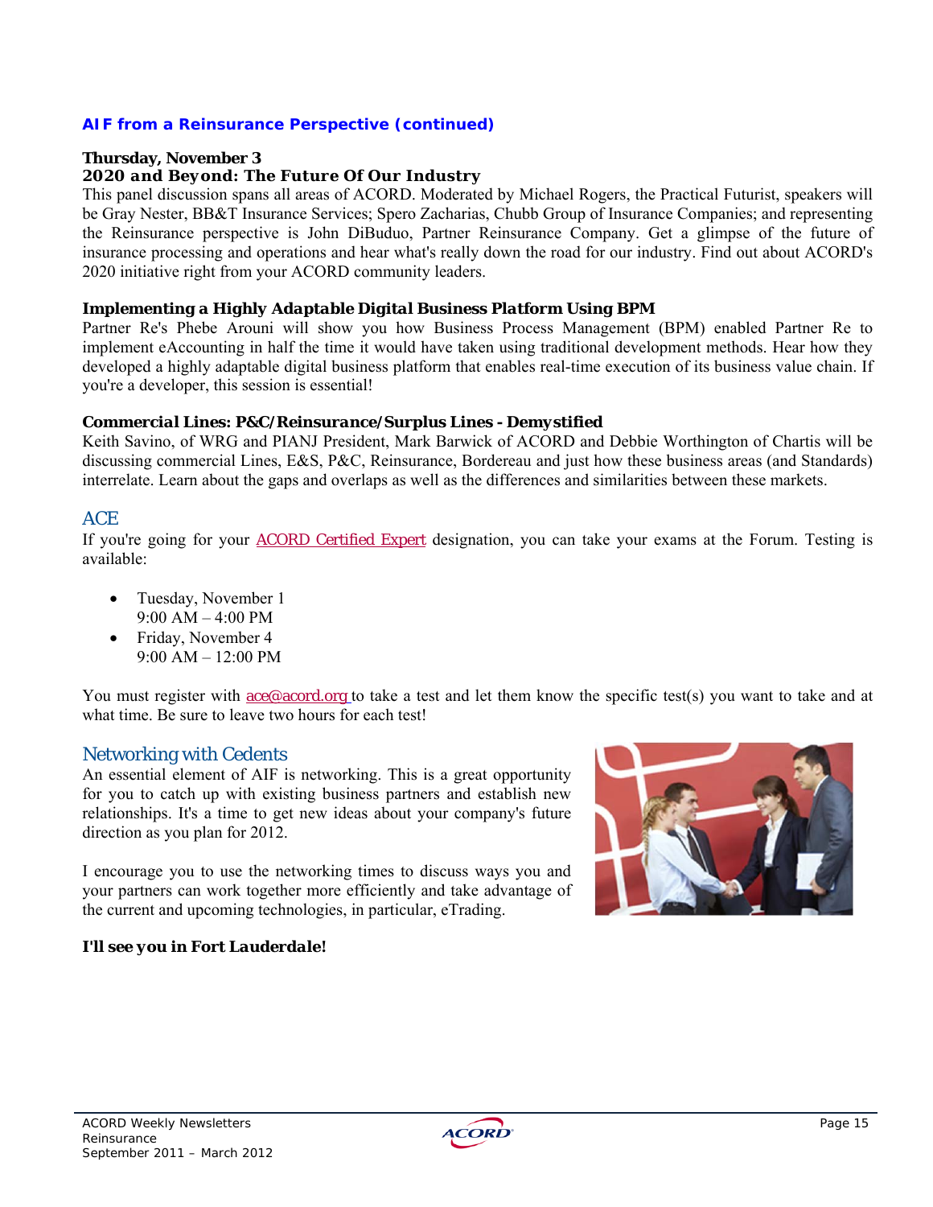## AIF from a Reinsurance Perspective (continued)

**Thursday, November 3**

***2020 and Beyond: The Future Of Our Industry***

This panel discussion spans all areas of ACORD. Moderated by Michael Rogers, the Practical Futurist, speakers will be Gray Nester, BB&T Insurance Services; Spero Zacharias, Chubb Group of Insurance Companies; and representing the Reinsurance perspective is John DiBuduo, Partner Reinsurance Company. Get a glimpse of the future of insurance processing and operations and hear what's really down the road for our industry. Find out about ACORD's 2020 initiative right from your ACORD community leaders.

**Implementing a Highly Adaptable Digital Business Platform Using BPM**

Partner Re's Phebe Arouni will show you how Business Process Management (BPM) enabled Partner Re to implement eAccounting in half the time it would have taken using traditional development methods. Hear how they developed a highly adaptable digital business platform that enables real-time execution of its business value chain. If you're a developer, this session is essential!

**Commercial Lines: P&C/Reinsurance/Surplus Lines - Demystified**

Keith Savino, of WRG and PIANJ President, Mark Barwick of ACORD and Debbie Worthington of Chartis will be discussing commercial Lines, E&S, P&C, Reinsurance, Bordereau and just how these business areas (and Standards) interrelate. Learn about the gaps and overlaps as well as the differences and similarities between these markets.

## ACE

If you're going for your ACORD Certified Expert designation, you can take your exams at the Forum. Testing is available:

- Tuesday, November 1
  9:00 AM – 4:00 PM
- Friday, November 4
  9:00 AM – 12:00 PM

You must register with ace@acord.org to take a test and let them know the specific test(s) you want to take and at what time. Be sure to leave two hours for each test!

## Networking with Cedents

An essential element of AIF is networking. This is a great opportunity for you to catch up with existing business partners and establish new relationships. It's a time to get new ideas about your company's future direction as you plan for 2012.

I encourage you to use the networking times to discuss ways you and your partners can work together more efficiently and take advantage of the current and upcoming technologies, in particular, eTrading.

**I'll see you in Fort Lauderdale!**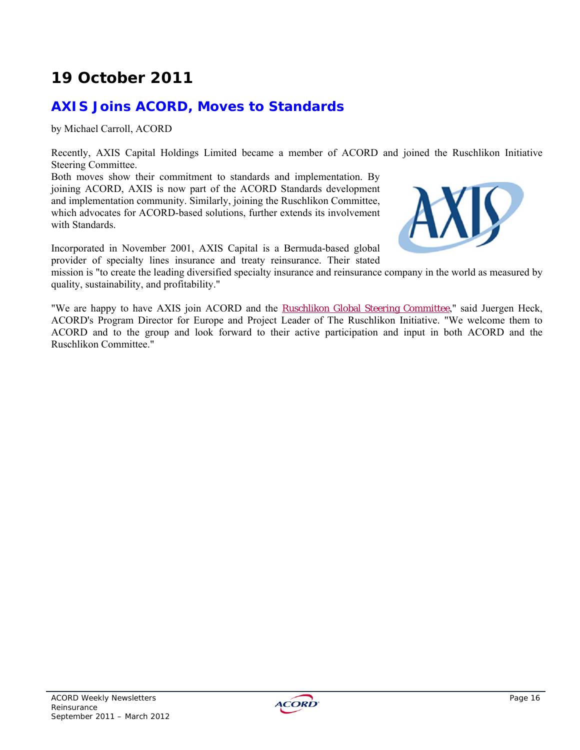# 19 October 2011

## AXIS Joins ACORD, Moves to Standards

by Michael Carroll, ACORD

Recently, AXIS Capital Holdings Limited became a member of ACORD and joined the Ruschlikon Initiative Steering Committee.

Both moves show their commitment to standards and implementation. By joining ACORD, AXIS is now part of the ACORD Standards development and implementation community. Similarly, joining the Ruschlikon Committee, which advocates for ACORD-based solutions, further extends its involvement with Standards.

Incorporated in November 2001, AXIS Capital is a Bermuda-based global provider of specialty lines insurance and treaty reinsurance. Their stated mission is "to create the leading diversified specialty insurance and reinsurance company in the world as measured by quality, sustainability, and profitability."

"We are happy to have AXIS join ACORD and the Ruschlikon Global Steering Committee," said Juergen Heck, ACORD's Program Director for Europe and Project Leader of The Ruschlikon Initiative. "We welcome them to ACORD and to the group and look forward to their active participation and input in both ACORD and the Ruschlikon Committee."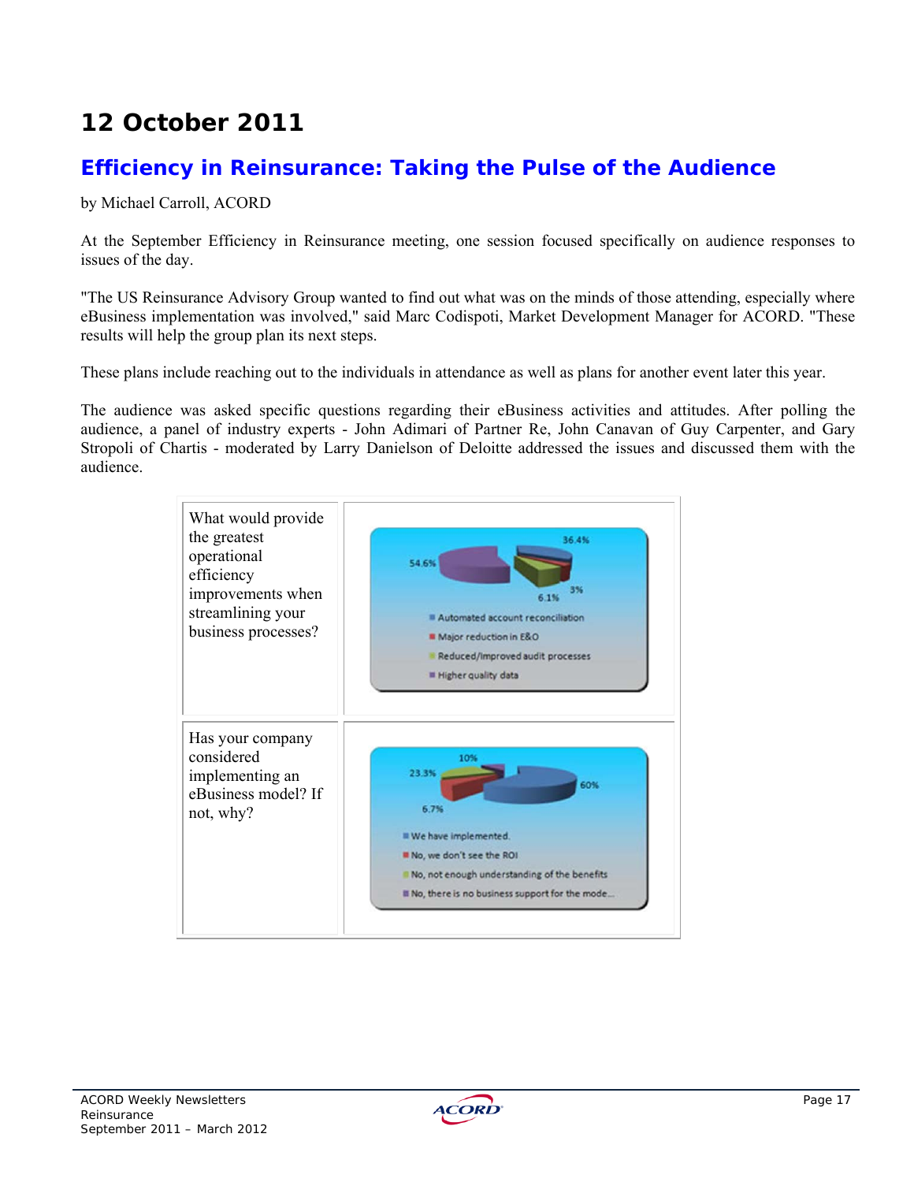## 12 October 2011

### Efficiency in Reinsurance: Taking the Pulse of the Audience

by Michael Carroll, ACORD

At the September Efficiency in Reinsurance meeting, one session focused specifically on audience responses to issues of the day.

"The US Reinsurance Advisory Group wanted to find out what was on the minds of those attending, especially where eBusiness implementation was involved," said Marc Codispoti, Market Development Manager for ACORD. "These results will help the group plan its next steps.

These plans include reaching out to the individuals in attendance as well as plans for another event later this year.

The audience was asked specific questions regarding their eBusiness activities and attitudes. After polling the audience, a panel of industry experts - John Adimari of Partner Re, John Canavan of Guy Carpenter, and Gary Stropoli of Chartis - moderated by Larry Danielson of Deloitte addressed the issues and discussed them with the audience.

| Question | Responses |
|---|---|
| What would provide the greatest operational efficiency improvements when streamlining your business processes? | Automated account reconciliation: 36.4%; Major reduction in E&O: 3%; Reduced/Improved audit processes: 6.1%; Higher quality data: 54.6% |
| Has your company considered implementing an eBusiness model? If not, why? | We have implemented: 60%; No, we don't see the ROI: 23.3%; No, not enough understanding of the benefits: 10%; No, there is no business support for the mode...: 6.7% |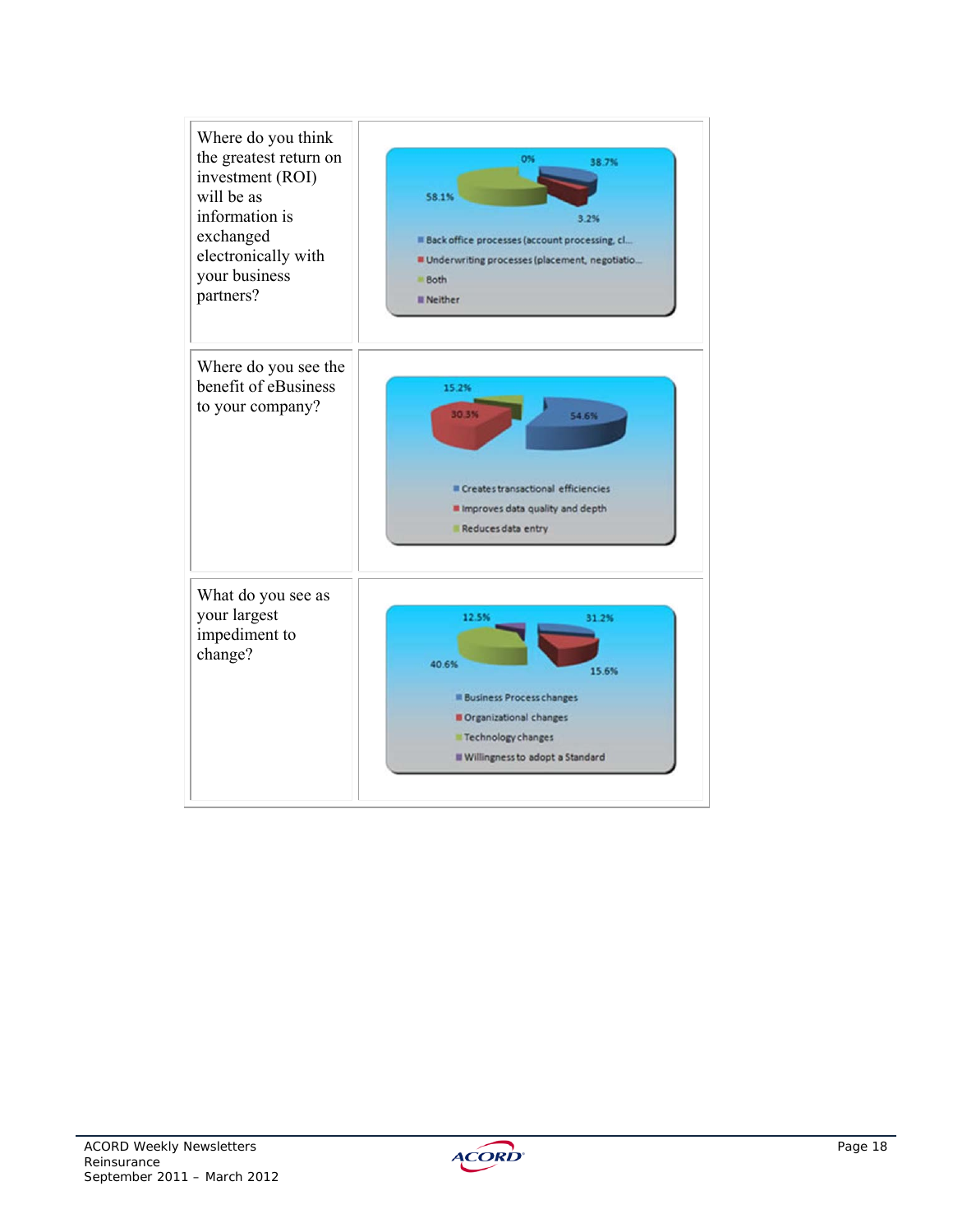| | |
|---|---|
| Where do you think the greatest return on investment (ROI) will be as information is exchanged electronically with your business partners? | 0%<br>38.7%<br>58.1%<br>3.2%<br>Back office processes (account processing, cl...<br>Underwriting processes (placement, negotiatio...<br>Both<br>Neither |
| Where do you see the benefit of eBusiness to your company? | 15.2%<br>30.3%<br>54.6%<br>Creates transactional efficiencies<br>Improves data quality and depth<br>Reduces data entry |
| What do you see as your largest impediment to change? | 12.5%<br>31.2%<br>40.6%<br>15.6%<br>Business Process changes<br>Organizational changes<br>Technology changes<br>Willingness to adopt a Standard |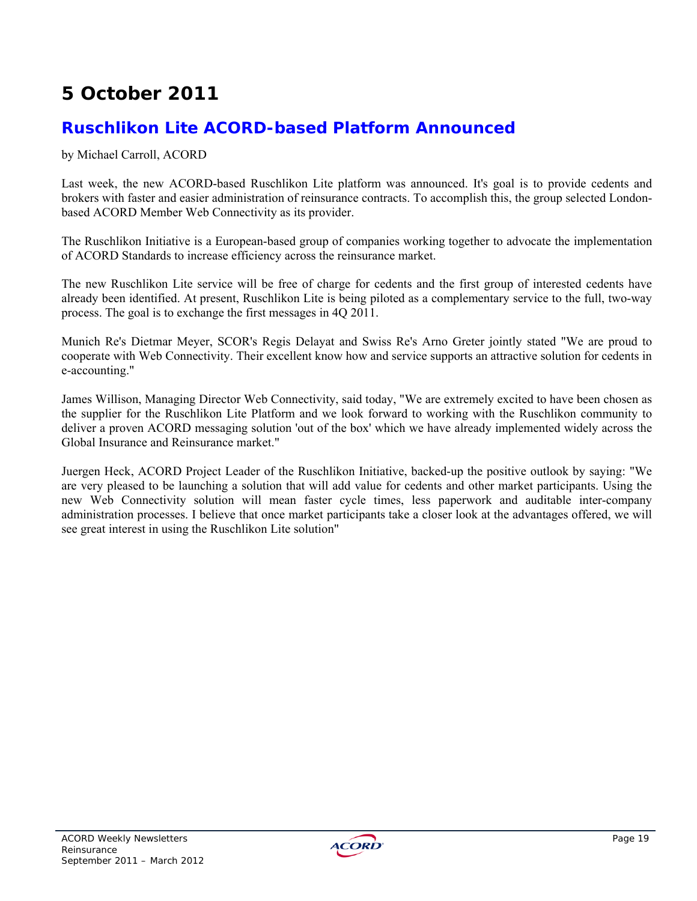# 5 October 2011

## Ruschlikon Lite ACORD-based Platform Announced

by Michael Carroll, ACORD

Last week, the new ACORD-based Ruschlikon Lite platform was announced. It's goal is to provide cedents and brokers with faster and easier administration of reinsurance contracts. To accomplish this, the group selected London-based ACORD Member Web Connectivity as its provider.

The Ruschlikon Initiative is a European-based group of companies working together to advocate the implementation of ACORD Standards to increase efficiency across the reinsurance market.

The new Ruschlikon Lite service will be free of charge for cedents and the first group of interested cedents have already been identified. At present, Ruschlikon Lite is being piloted as a complementary service to the full, two-way process. The goal is to exchange the first messages in 4Q 2011.

Munich Re's Dietmar Meyer, SCOR's Regis Delayat and Swiss Re's Arno Greter jointly stated "We are proud to cooperate with Web Connectivity. Their excellent know how and service supports an attractive solution for cedents in e-accounting."

James Willison, Managing Director Web Connectivity, said today, "We are extremely excited to have been chosen as the supplier for the Ruschlikon Lite Platform and we look forward to working with the Ruschlikon community to deliver a proven ACORD messaging solution 'out of the box' which we have already implemented widely across the Global Insurance and Reinsurance market."

Juergen Heck, ACORD Project Leader of the Ruschlikon Initiative, backed-up the positive outlook by saying: "We are very pleased to be launching a solution that will add value for cedents and other market participants. Using the new Web Connectivity solution will mean faster cycle times, less paperwork and auditable inter-company administration processes. I believe that once market participants take a closer look at the advantages offered, we will see great interest in using the Ruschlikon Lite solution"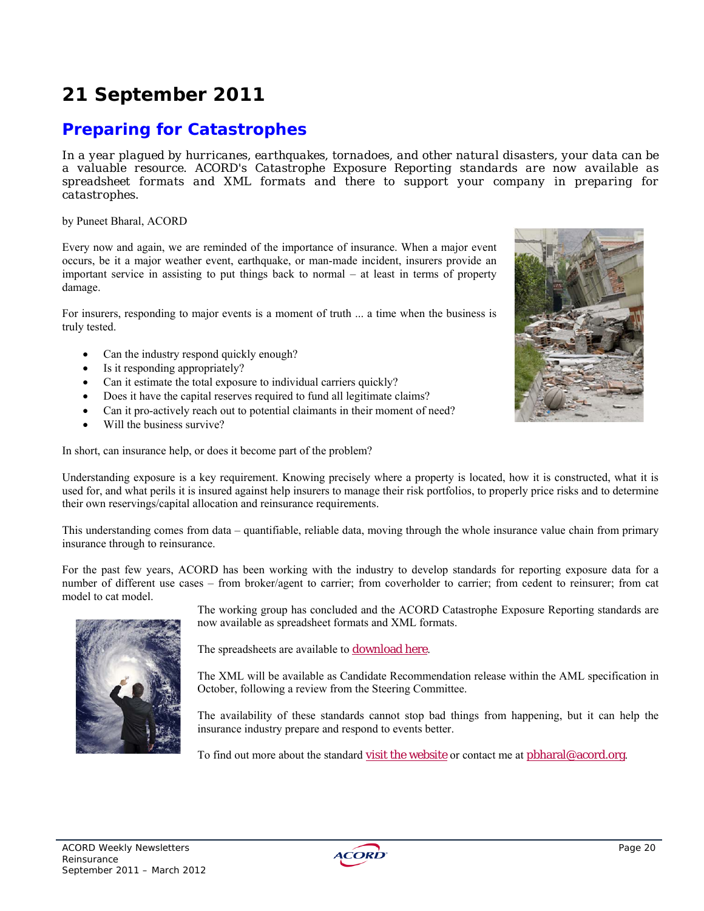# 21 September 2011

## Preparing for Catastrophes

In a year plagued by hurricanes, earthquakes, tornadoes, and other natural disasters, your data can be a valuable resource. ACORD's Catastrophe Exposure Reporting standards are now available as spreadsheet formats and XML formats and there to support your company in preparing for catastrophes.

by Puneet Bharal, ACORD

Every now and again, we are reminded of the importance of insurance. When a major event occurs, be it a major weather event, earthquake, or man-made incident, insurers provide an important service in assisting to put things back to normal – at least in terms of property damage.

For insurers, responding to major events is a moment of truth ... a time when the business is truly tested.

- Can the industry respond quickly enough?
- Is it responding appropriately?
- Can it estimate the total exposure to individual carriers quickly?
- Does it have the capital reserves required to fund all legitimate claims?
- Can it pro-actively reach out to potential claimants in their moment of need?
- Will the business survive?

In short, can insurance help, or does it become part of the problem?

Understanding exposure is a key requirement. Knowing precisely where a property is located, how it is constructed, what it is used for, and what perils it is insured against help insurers to manage their risk portfolios, to properly price risks and to determine their own reservings/capital allocation and reinsurance requirements.

This understanding comes from data – quantifiable, reliable data, moving through the whole insurance value chain from primary insurance through to reinsurance.

For the past few years, ACORD has been working with the industry to develop standards for reporting exposure data for a number of different use cases – from broker/agent to carrier; from coverholder to carrier; from cedent to reinsurer; from cat model to cat model.

The working group has concluded and the ACORD Catastrophe Exposure Reporting standards are now available as spreadsheet formats and XML formats.

The spreadsheets are available to download here.

The XML will be available as Candidate Recommendation release within the AML specification in October, following a review from the Steering Committee.

The availability of these standards cannot stop bad things from happening, but it can help the insurance industry prepare and respond to events better.

To find out more about the standard visit the website or contact me at pbharal@acord.org.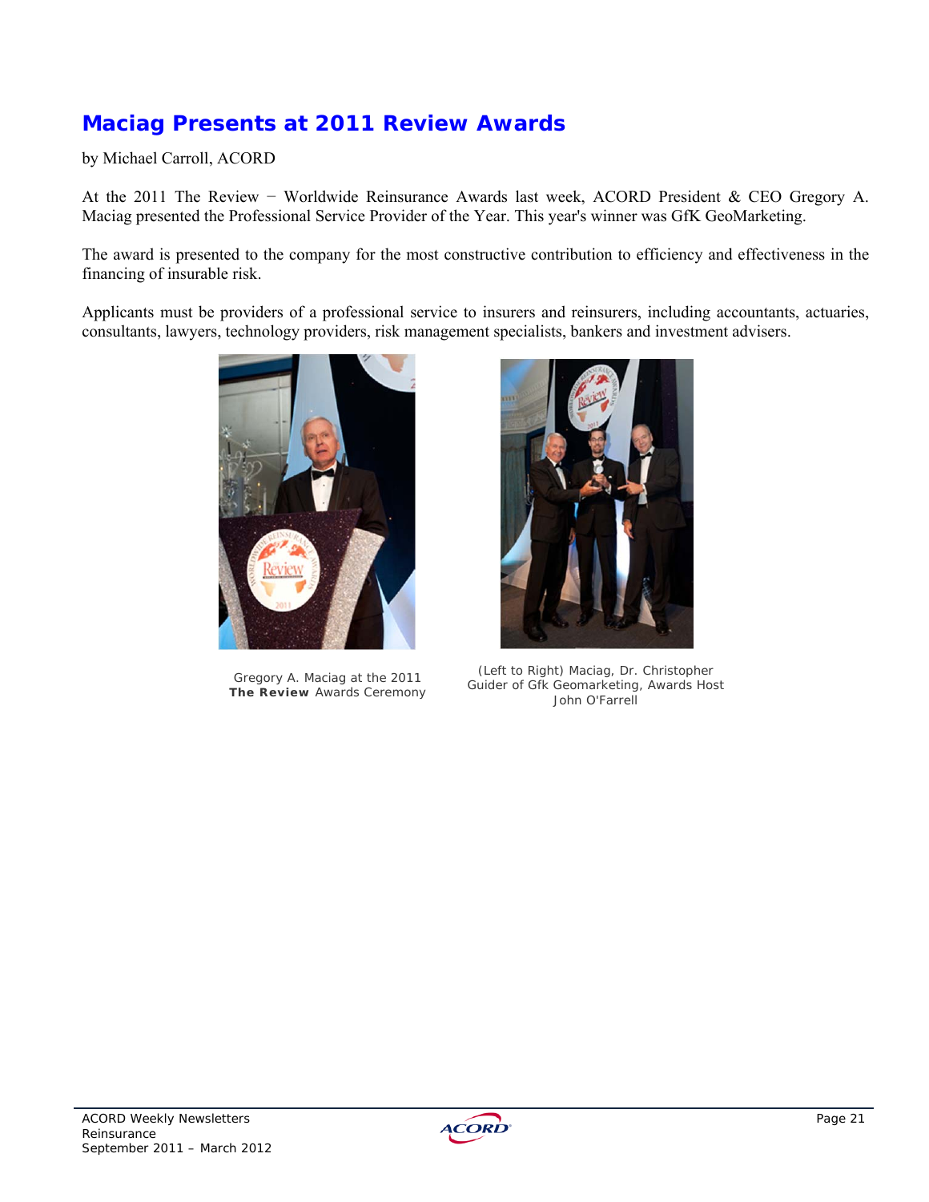# Maciag Presents at 2011 Review Awards

by Michael Carroll, ACORD

At the 2011 The Review − Worldwide Reinsurance Awards last week, ACORD President & CEO Gregory A. Maciag presented the Professional Service Provider of the Year. This year's winner was GfK GeoMarketing.

The award is presented to the company for the most constructive contribution to efficiency and effectiveness in the financing of insurable risk.

Applicants must be providers of a professional service to insurers and reinsurers, including accountants, actuaries, consultants, lawyers, technology providers, risk management specialists, bankers and investment advisers.

Gregory A. Maciag at the 2011 **The Review** Awards Ceremony

(Left to Right) Maciag, Dr. Christopher Guider of Gfk Geomarketing, Awards Host John O'Farrell